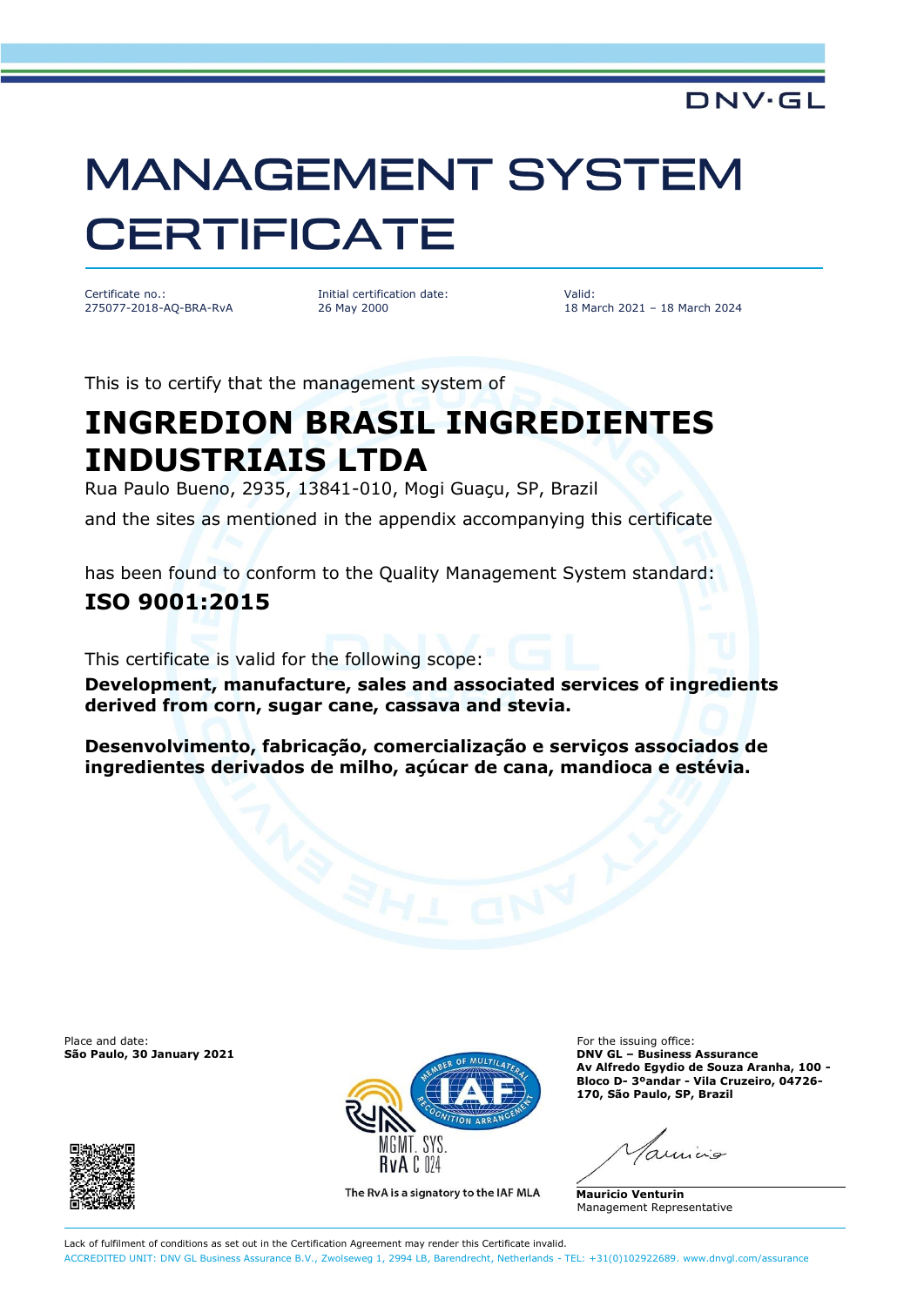DNV·GL

# MANAGEMENT SYSTEM CERTIFICATE

Certificate no.:
275077-2018-AQ-BRA-RvA

Initial certification date:
26 May 2000

Valid:
18 March 2021 – 18 March 2024

This is to certify that the management system of

## INGREDION BRASIL INGREDIENTES INDUSTRIAIS LTDA

Rua Paulo Bueno, 2935, 13841-010, Mogi Guaçu, SP, Brazil

and the sites as mentioned in the appendix accompanying this certificate

has been found to conform to the Quality Management System standard:

## ISO 9001:2015

This certificate is valid for the following scope:

**Development, manufacture, sales and associated services of ingredients derived from corn, sugar cane, cassava and stevia.**

**Desenvolvimento, fabricação, comercialização e serviços associados de ingredientes derivados de milho, açúcar de cana, mandioca e estévia.**

Place and date:
**São Paulo, 30 January 2021**

MGMT. SYS.
RvA C 024

The RvA is a signatory to the IAF MLA

For the issuing office:
**DNV GL – Business Assurance**
**Av Alfredo Egydio de Souza Aranha, 100 - Bloco D- 3ºandar - Vila Cruzeiro, 04726-170, São Paulo, SP, Brazil**

**Mauricio Venturin**
Management Representative

Lack of fulfilment of conditions as set out in the Certification Agreement may render this Certificate invalid.
ACCREDITED UNIT: DNV GL Business Assurance B.V., Zwolseweg 1, 2994 LB, Barendrecht, Netherlands - TEL: +31(0)102922689. www.dnvgl.com/assurance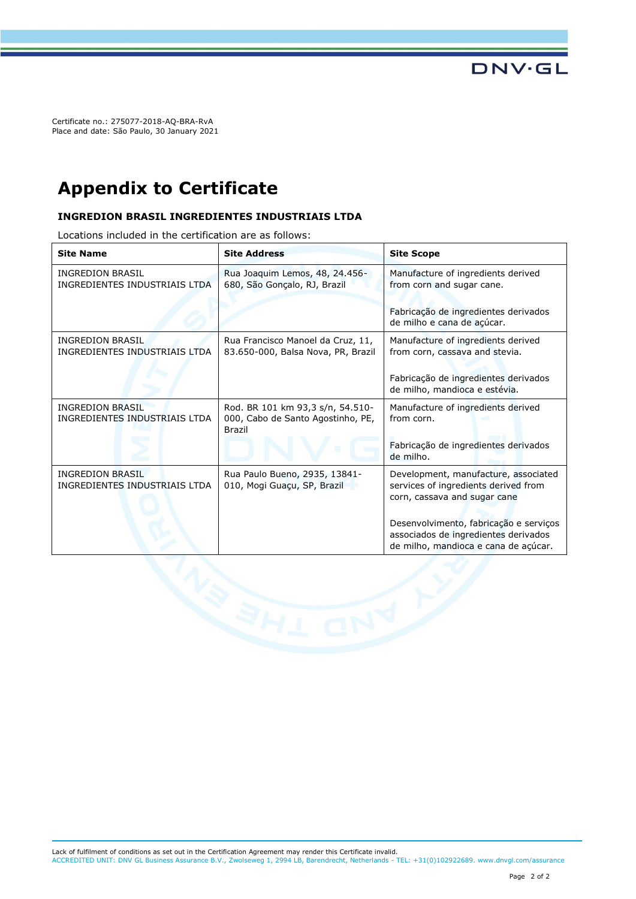Certificate no.: 275077-2018-AQ-BRA-RvA
Place and date: São Paulo, 30 January 2021

# Appendix to Certificate

### INGREDION BRASIL INGREDIENTES INDUSTRIAIS LTDA

Locations included in the certification are as follows:

| Site Name | Site Address | Site Scope |
|---|---|---|
| INGREDION BRASIL INGREDIENTES INDUSTRIAIS LTDA | Rua Joaquim Lemos, 48, 24.456-680, São Gonçalo, RJ, Brazil | Manufacture of ingredients derived from corn and sugar cane.<br><br>Fabricação de ingredientes derivados de milho e cana de açúcar. |
| INGREDION BRASIL INGREDIENTES INDUSTRIAIS LTDA | Rua Francisco Manoel da Cruz, 11, 83.650-000, Balsa Nova, PR, Brazil | Manufacture of ingredients derived from corn, cassava and stevia.<br><br>Fabricação de ingredientes derivados de milho, mandioca e estévia. |
| INGREDION BRASIL INGREDIENTES INDUSTRIAIS LTDA | Rod. BR 101 km 93,3 s/n, 54.510-000, Cabo de Santo Agostinho, PE, Brazil | Manufacture of ingredients derived from corn.<br><br>Fabricação de ingredientes derivados de milho. |
| INGREDION BRASIL INGREDIENTES INDUSTRIAIS LTDA | Rua Paulo Bueno, 2935, 13841-010, Mogi Guaçu, SP, Brazil | Development, manufacture, associated services of ingredients derived from corn, cassava and sugar cane<br><br>Desenvolvimento, fabricação e serviços associados de ingredientes derivados de milho, mandioca e cana de açúcar. |

Lack of fulfilment of conditions as set out in the Certification Agreement may render this Certificate invalid.
ACCREDITED UNIT: DNV GL Business Assurance B.V., Zwolseweg 1, 2994 LB, Barendrecht, Netherlands - TEL: +31(0)102922689. www.dnvgl.com/assurance